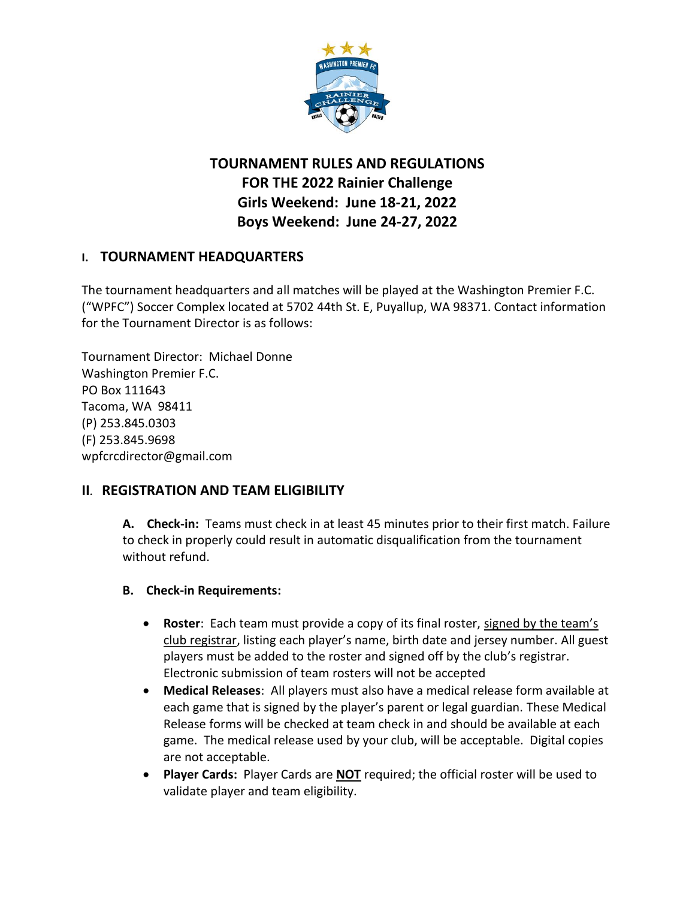# TOURNAMENT RULES AND REGULATIONS
# FOR THE 2022 Rainier Challenge
# Girls Weekend: June 18-21, 2022
# Boys Weekend: June 24-27, 2022

## I. TOURNAMENT HEADQUARTERS

The tournament headquarters and all matches will be played at the Washington Premier F.C. ("WPFC") Soccer Complex located at 5702 44th St. E, Puyallup, WA 98371. Contact information for the Tournament Director is as follows:

Tournament Director: Michael Donne
Washington Premier F.C.
PO Box 111643
Tacoma, WA 98411
(P) 253.845.0303
(F) 253.845.9698
wpfcrcdirector@gmail.com

## II. REGISTRATION AND TEAM ELIGIBILITY

**A. Check-in:** Teams must check in at least 45 minutes prior to their first match. Failure to check in properly could result in automatic disqualification from the tournament without refund.

**B. Check-in Requirements:**

- **Roster**: Each team must provide a copy of its final roster, signed by the team's club registrar, listing each player's name, birth date and jersey number. All guest players must be added to the roster and signed off by the club's registrar. Electronic submission of team rosters will not be accepted
- **Medical Releases**: All players must also have a medical release form available at each game that is signed by the player's parent or legal guardian. These Medical Release forms will be checked at team check in and should be available at each game. The medical release used by your club, will be acceptable. Digital copies are not acceptable.
- **Player Cards:** Player Cards are **NOT** required; the official roster will be used to validate player and team eligibility.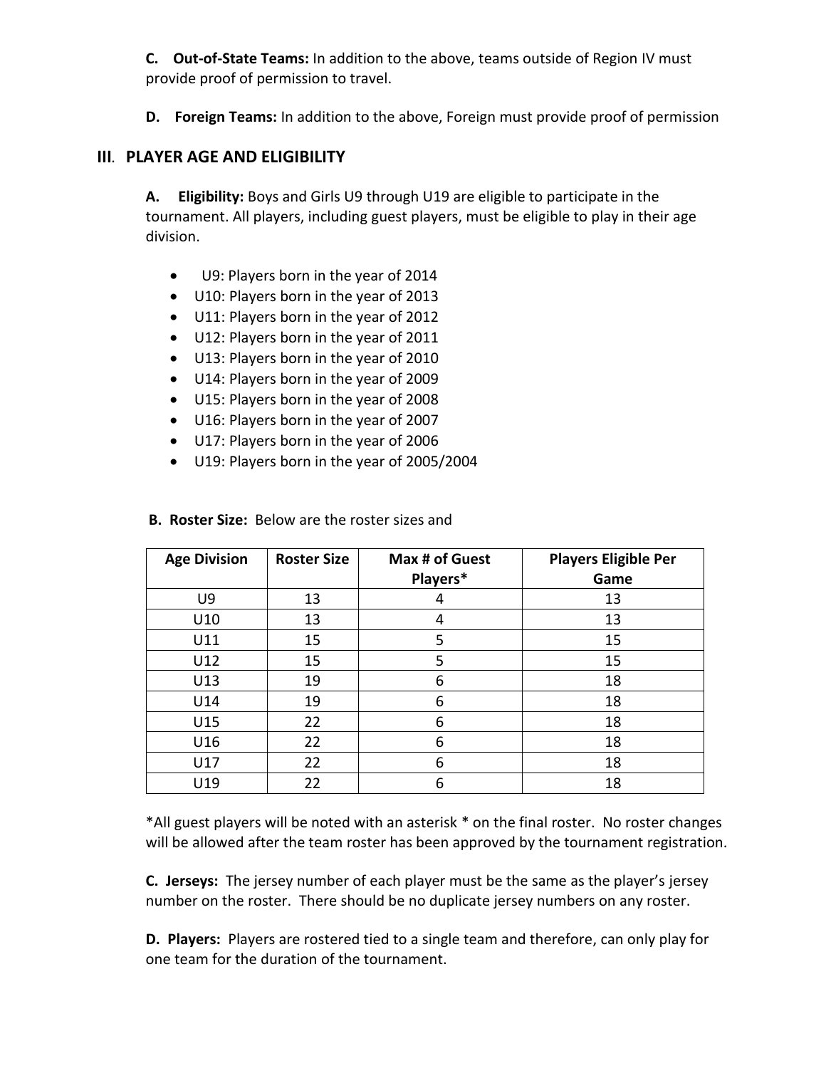**C. Out-of-State Teams:** In addition to the above, teams outside of Region IV must provide proof of permission to travel.

**D. Foreign Teams:** In addition to the above, Foreign must provide proof of permission

## III. PLAYER AGE AND ELIGIBILITY

**A. Eligibility:** Boys and Girls U9 through U19 are eligible to participate in the tournament. All players, including guest players, must be eligible to play in their age division.

- U9: Players born in the year of 2014
- U10: Players born in the year of 2013
- U11: Players born in the year of 2012
- U12: Players born in the year of 2011
- U13: Players born in the year of 2010
- U14: Players born in the year of 2009
- U15: Players born in the year of 2008
- U16: Players born in the year of 2007
- U17: Players born in the year of 2006
- U19: Players born in the year of 2005/2004

**B. Roster Size:** Below are the roster sizes and

| Age Division | Roster Size | Max # of Guest Players* | Players Eligible Per Game |
|---|---|---|---|
| U9 | 13 | 4 | 13 |
| U10 | 13 | 4 | 13 |
| U11 | 15 | 5 | 15 |
| U12 | 15 | 5 | 15 |
| U13 | 19 | 6 | 18 |
| U14 | 19 | 6 | 18 |
| U15 | 22 | 6 | 18 |
| U16 | 22 | 6 | 18 |
| U17 | 22 | 6 | 18 |
| U19 | 22 | 6 | 18 |

*All guest players will be noted with an asterisk * on the final roster. No roster changes will be allowed after the team roster has been approved by the tournament registration.

**C. Jerseys:** The jersey number of each player must be the same as the player's jersey number on the roster. There should be no duplicate jersey numbers on any roster.

**D. Players:** Players are rostered tied to a single team and therefore, can only play for one team for the duration of the tournament.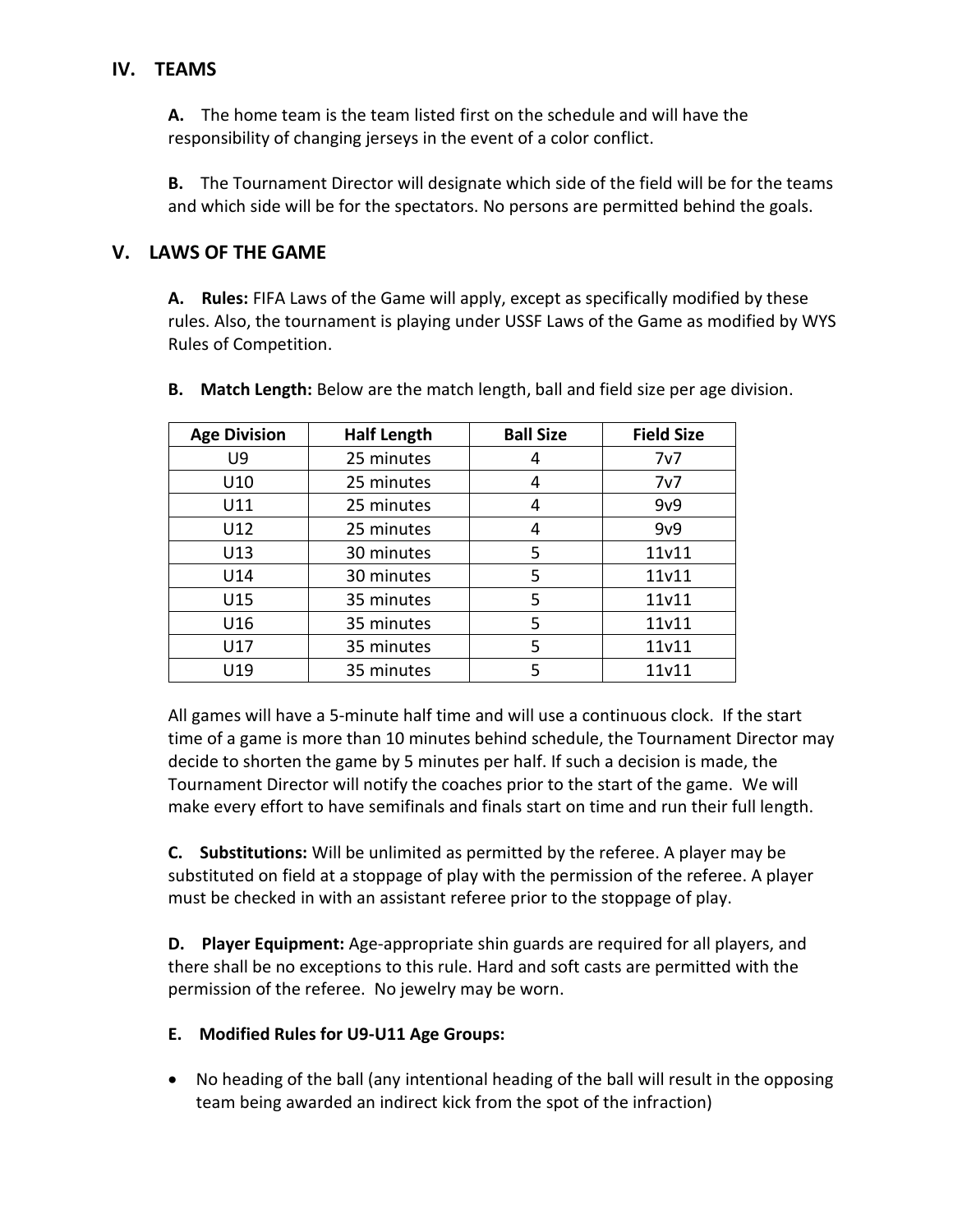## IV. TEAMS

**A.** The home team is the team listed first on the schedule and will have the responsibility of changing jerseys in the event of a color conflict.

**B.** The Tournament Director will designate which side of the field will be for the teams and which side will be for the spectators. No persons are permitted behind the goals.

## V. LAWS OF THE GAME

**A. Rules:** FIFA Laws of the Game will apply, except as specifically modified by these rules. Also, the tournament is playing under USSF Laws of the Game as modified by WYS Rules of Competition.

**B. Match Length:** Below are the match length, ball and field size per age division.

| Age Division | Half Length | Ball Size | Field Size |
|---|---|---|---|
| U9 | 25 minutes | 4 | 7v7 |
| U10 | 25 minutes | 4 | 7v7 |
| U11 | 25 minutes | 4 | 9v9 |
| U12 | 25 minutes | 4 | 9v9 |
| U13 | 30 minutes | 5 | 11v11 |
| U14 | 30 minutes | 5 | 11v11 |
| U15 | 35 minutes | 5 | 11v11 |
| U16 | 35 minutes | 5 | 11v11 |
| U17 | 35 minutes | 5 | 11v11 |
| U19 | 35 minutes | 5 | 11v11 |

All games will have a 5-minute half time and will use a continuous clock. If the start time of a game is more than 10 minutes behind schedule, the Tournament Director may decide to shorten the game by 5 minutes per half. If such a decision is made, the Tournament Director will notify the coaches prior to the start of the game. We will make every effort to have semifinals and finals start on time and run their full length.

**C. Substitutions:** Will be unlimited as permitted by the referee. A player may be substituted on field at a stoppage of play with the permission of the referee. A player must be checked in with an assistant referee prior to the stoppage of play.

**D. Player Equipment:** Age-appropriate shin guards are required for all players, and there shall be no exceptions to this rule. Hard and soft casts are permitted with the permission of the referee. No jewelry may be worn.

**E. Modified Rules for U9-U11 Age Groups:**

- No heading of the ball (any intentional heading of the ball will result in the opposing team being awarded an indirect kick from the spot of the infraction)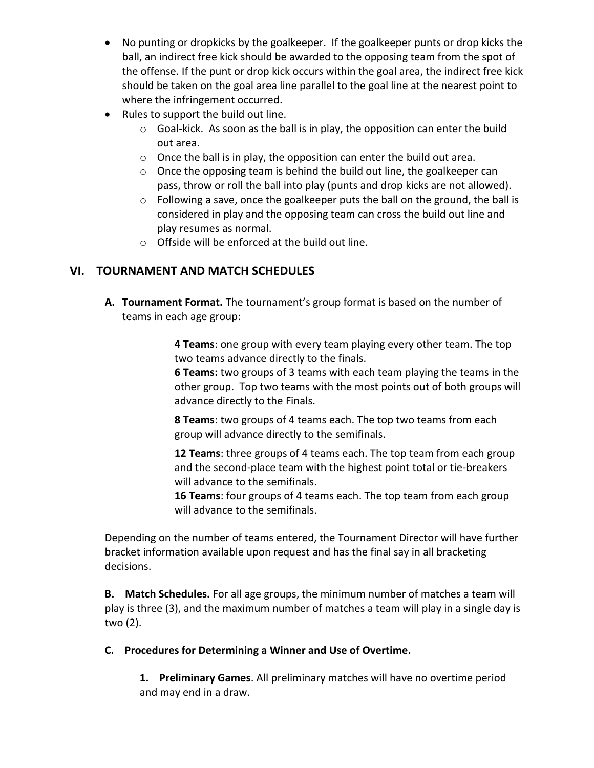- No punting or dropkicks by the goalkeeper. If the goalkeeper punts or drop kicks the ball, an indirect free kick should be awarded to the opposing team from the spot of the offense. If the punt or drop kick occurs within the goal area, the indirect free kick should be taken on the goal area line parallel to the goal line at the nearest point to where the infringement occurred.
- Rules to support the build out line.
  - Goal-kick. As soon as the ball is in play, the opposition can enter the build out area.
  - Once the ball is in play, the opposition can enter the build out area.
  - Once the opposing team is behind the build out line, the goalkeeper can pass, throw or roll the ball into play (punts and drop kicks are not allowed).
  - Following a save, once the goalkeeper puts the ball on the ground, the ball is considered in play and the opposing team can cross the build out line and play resumes as normal.
  - Offside will be enforced at the build out line.

## VI. TOURNAMENT AND MATCH SCHEDULES

**A. Tournament Format.** The tournament's group format is based on the number of teams in each age group:

**4 Teams**: one group with every team playing every other team. The top two teams advance directly to the finals.
**6 Teams:** two groups of 3 teams with each team playing the teams in the other group. Top two teams with the most points out of both groups will advance directly to the Finals.

**8 Teams**: two groups of 4 teams each. The top two teams from each group will advance directly to the semifinals.

**12 Teams**: three groups of 4 teams each. The top team from each group and the second-place team with the highest point total or tie-breakers will advance to the semifinals.
**16 Teams**: four groups of 4 teams each. The top team from each group will advance to the semifinals.

Depending on the number of teams entered, the Tournament Director will have further bracket information available upon request and has the final say in all bracketing decisions.

**B. Match Schedules.** For all age groups, the minimum number of matches a team will play is three (3), and the maximum number of matches a team will play in a single day is two (2).

**C. Procedures for Determining a Winner and Use of Overtime.**

**1. Preliminary Games**. All preliminary matches will have no overtime period and may end in a draw.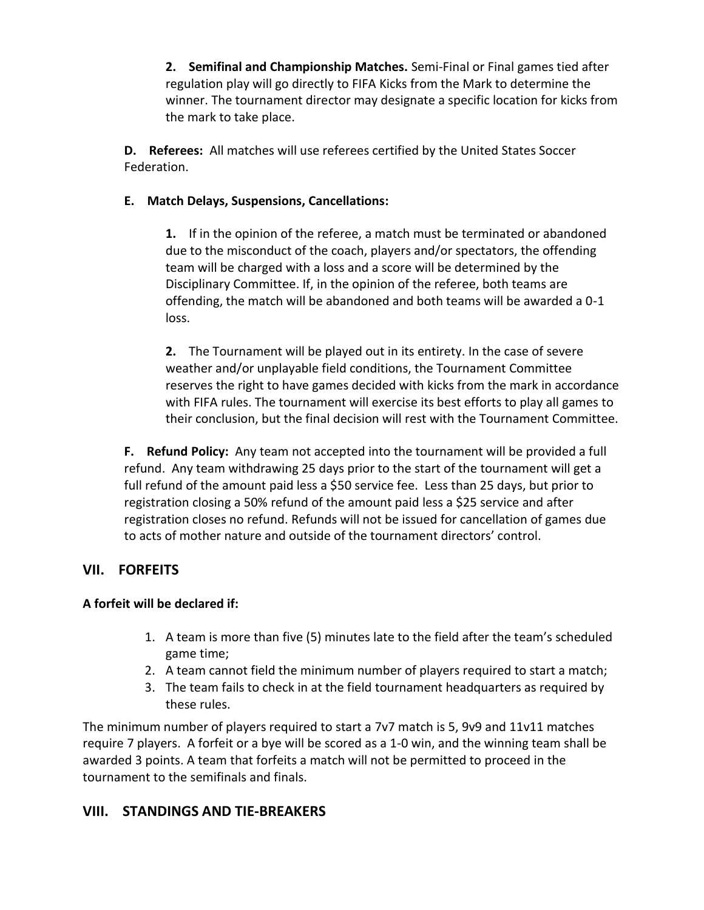2. **Semifinal and Championship Matches.** Semi-Final or Final games tied after regulation play will go directly to FIFA Kicks from the Mark to determine the winner. The tournament director may designate a specific location for kicks from the mark to take place.

**D. Referees:** All matches will use referees certified by the United States Soccer Federation.

**E. Match Delays, Suspensions, Cancellations:**

**1.** If in the opinion of the referee, a match must be terminated or abandoned due to the misconduct of the coach, players and/or spectators, the offending team will be charged with a loss and a score will be determined by the Disciplinary Committee. If, in the opinion of the referee, both teams are offending, the match will be abandoned and both teams will be awarded a 0-1 loss.

**2.** The Tournament will be played out in its entirety. In the case of severe weather and/or unplayable field conditions, the Tournament Committee reserves the right to have games decided with kicks from the mark in accordance with FIFA rules. The tournament will exercise its best efforts to play all games to their conclusion, but the final decision will rest with the Tournament Committee.

**F. Refund Policy:** Any team not accepted into the tournament will be provided a full refund. Any team withdrawing 25 days prior to the start of the tournament will get a full refund of the amount paid less a $50 service fee. Less than 25 days, but prior to registration closing a 50% refund of the amount paid less a $25 service and after registration closes no refund. Refunds will not be issued for cancellation of games due to acts of mother nature and outside of the tournament directors' control.

## VII. FORFEITS

**A forfeit will be declared if:**

1. A team is more than five (5) minutes late to the field after the team's scheduled game time;
2. A team cannot field the minimum number of players required to start a match;
3. The team fails to check in at the field tournament headquarters as required by these rules.

The minimum number of players required to start a 7v7 match is 5, 9v9 and 11v11 matches require 7 players. A forfeit or a bye will be scored as a 1-0 win, and the winning team shall be awarded 3 points. A team that forfeits a match will not be permitted to proceed in the tournament to the semifinals and finals.

## VIII. STANDINGS AND TIE-BREAKERS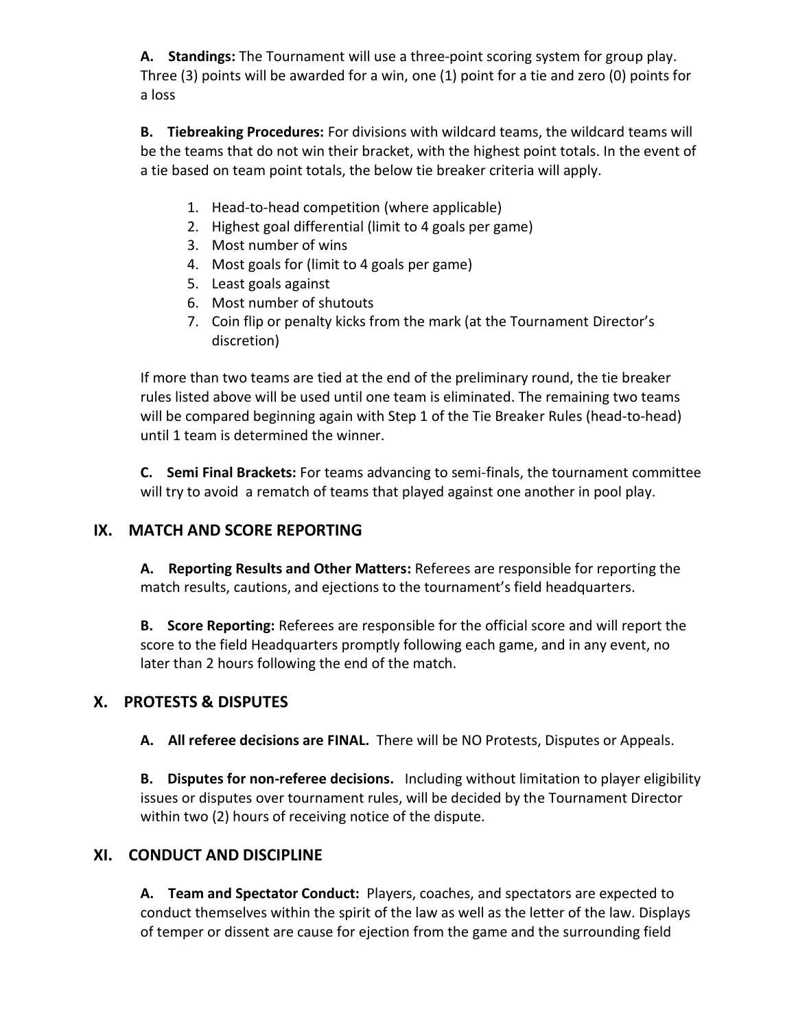**A. Standings:** The Tournament will use a three-point scoring system for group play. Three (3) points will be awarded for a win, one (1) point for a tie and zero (0) points for a loss

**B. Tiebreaking Procedures:** For divisions with wildcard teams, the wildcard teams will be the teams that do not win their bracket, with the highest point totals. In the event of a tie based on team point totals, the below tie breaker criteria will apply.

1. Head-to-head competition (where applicable)
2. Highest goal differential (limit to 4 goals per game)
3. Most number of wins
4. Most goals for (limit to 4 goals per game)
5. Least goals against
6. Most number of shutouts
7. Coin flip or penalty kicks from the mark (at the Tournament Director's discretion)

If more than two teams are tied at the end of the preliminary round, the tie breaker rules listed above will be used until one team is eliminated. The remaining two teams will be compared beginning again with Step 1 of the Tie Breaker Rules (head-to-head) until 1 team is determined the winner.

**C. Semi Final Brackets:** For teams advancing to semi-finals, the tournament committee will try to avoid a rematch of teams that played against one another in pool play.

## IX. MATCH AND SCORE REPORTING

**A. Reporting Results and Other Matters:** Referees are responsible for reporting the match results, cautions, and ejections to the tournament's field headquarters.

**B. Score Reporting:** Referees are responsible for the official score and will report the score to the field Headquarters promptly following each game, and in any event, no later than 2 hours following the end of the match.

## X. PROTESTS & DISPUTES

**A. All referee decisions are FINAL.** There will be NO Protests, Disputes or Appeals.

**B. Disputes for non-referee decisions.** Including without limitation to player eligibility issues or disputes over tournament rules, will be decided by the Tournament Director within two (2) hours of receiving notice of the dispute.

## XI. CONDUCT AND DISCIPLINE

**A. Team and Spectator Conduct:** Players, coaches, and spectators are expected to conduct themselves within the spirit of the law as well as the letter of the law. Displays of temper or dissent are cause for ejection from the game and the surrounding field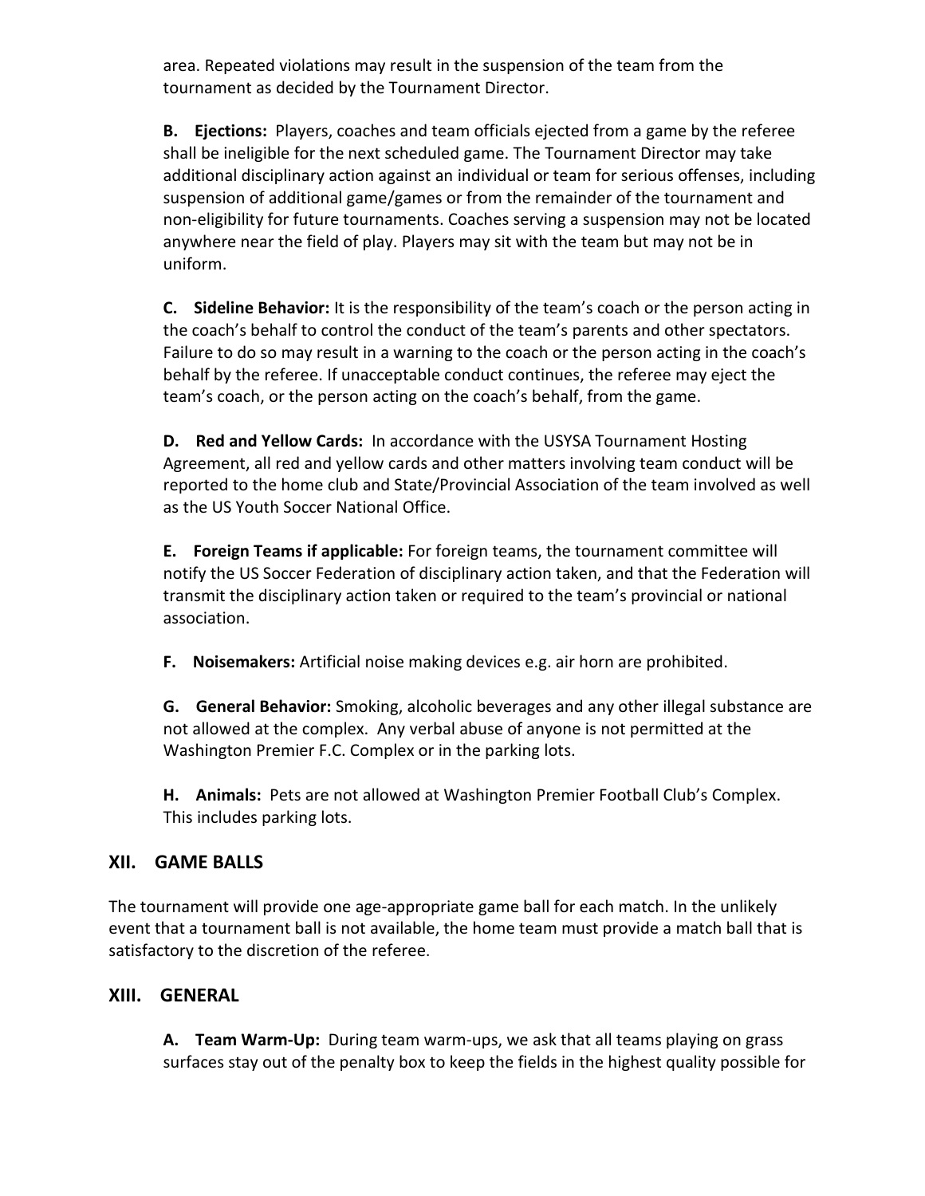area. Repeated violations may result in the suspension of the team from the tournament as decided by the Tournament Director.

**B. Ejections:** Players, coaches and team officials ejected from a game by the referee shall be ineligible for the next scheduled game. The Tournament Director may take additional disciplinary action against an individual or team for serious offenses, including suspension of additional game/games or from the remainder of the tournament and non-eligibility for future tournaments. Coaches serving a suspension may not be located anywhere near the field of play. Players may sit with the team but may not be in uniform.

**C. Sideline Behavior:** It is the responsibility of the team's coach or the person acting in the coach's behalf to control the conduct of the team's parents and other spectators. Failure to do so may result in a warning to the coach or the person acting in the coach's behalf by the referee. If unacceptable conduct continues, the referee may eject the team's coach, or the person acting on the coach's behalf, from the game.

**D. Red and Yellow Cards:** In accordance with the USYSA Tournament Hosting Agreement, all red and yellow cards and other matters involving team conduct will be reported to the home club and State/Provincial Association of the team involved as well as the US Youth Soccer National Office.

**E. Foreign Teams if applicable:** For foreign teams, the tournament committee will notify the US Soccer Federation of disciplinary action taken, and that the Federation will transmit the disciplinary action taken or required to the team's provincial or national association.

**F. Noisemakers:** Artificial noise making devices e.g. air horn are prohibited.

**G. General Behavior:** Smoking, alcoholic beverages and any other illegal substance are not allowed at the complex. Any verbal abuse of anyone is not permitted at the Washington Premier F.C. Complex or in the parking lots.

**H. Animals:** Pets are not allowed at Washington Premier Football Club's Complex. This includes parking lots.

## XII. GAME BALLS

The tournament will provide one age-appropriate game ball for each match. In the unlikely event that a tournament ball is not available, the home team must provide a match ball that is satisfactory to the discretion of the referee.

## XIII. GENERAL

**A. Team Warm-Up:** During team warm-ups, we ask that all teams playing on grass surfaces stay out of the penalty box to keep the fields in the highest quality possible for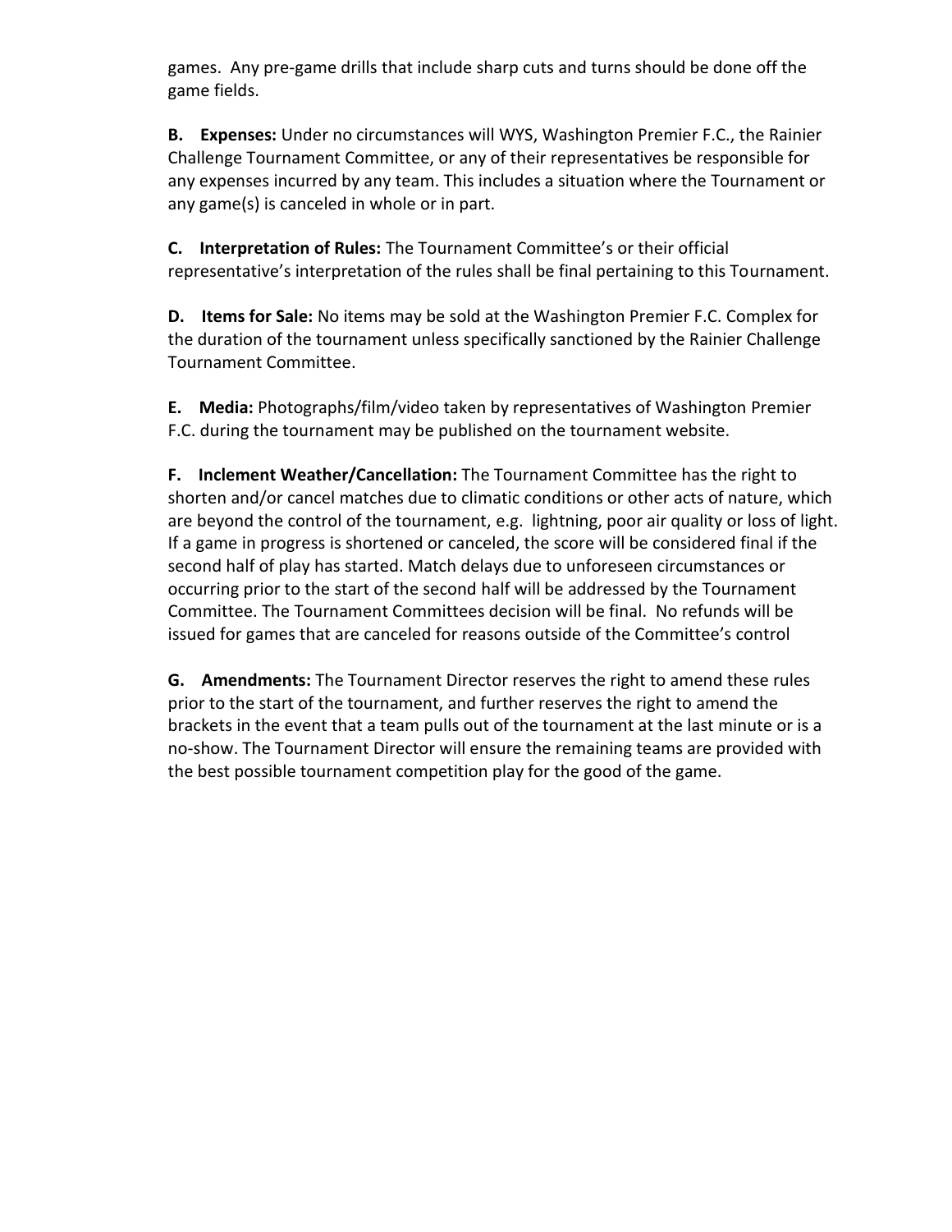games. Any pre-game drills that include sharp cuts and turns should be done off the game fields.

**B. Expenses:** Under no circumstances will WYS, Washington Premier F.C., the Rainier Challenge Tournament Committee, or any of their representatives be responsible for any expenses incurred by any team. This includes a situation where the Tournament or any game(s) is canceled in whole or in part.

**C. Interpretation of Rules:** The Tournament Committee's or their official representative's interpretation of the rules shall be final pertaining to this Tournament.

**D. Items for Sale:** No items may be sold at the Washington Premier F.C. Complex for the duration of the tournament unless specifically sanctioned by the Rainier Challenge Tournament Committee.

**E. Media:** Photographs/film/video taken by representatives of Washington Premier F.C. during the tournament may be published on the tournament website.

**F. Inclement Weather/Cancellation:** The Tournament Committee has the right to shorten and/or cancel matches due to climatic conditions or other acts of nature, which are beyond the control of the tournament, e.g. lightning, poor air quality or loss of light. If a game in progress is shortened or canceled, the score will be considered final if the second half of play has started. Match delays due to unforeseen circumstances or occurring prior to the start of the second half will be addressed by the Tournament Committee. The Tournament Committees decision will be final. No refunds will be issued for games that are canceled for reasons outside of the Committee's control

**G. Amendments:** The Tournament Director reserves the right to amend these rules prior to the start of the tournament, and further reserves the right to amend the brackets in the event that a team pulls out of the tournament at the last minute or is a no-show. The Tournament Director will ensure the remaining teams are provided with the best possible tournament competition play for the good of the game.